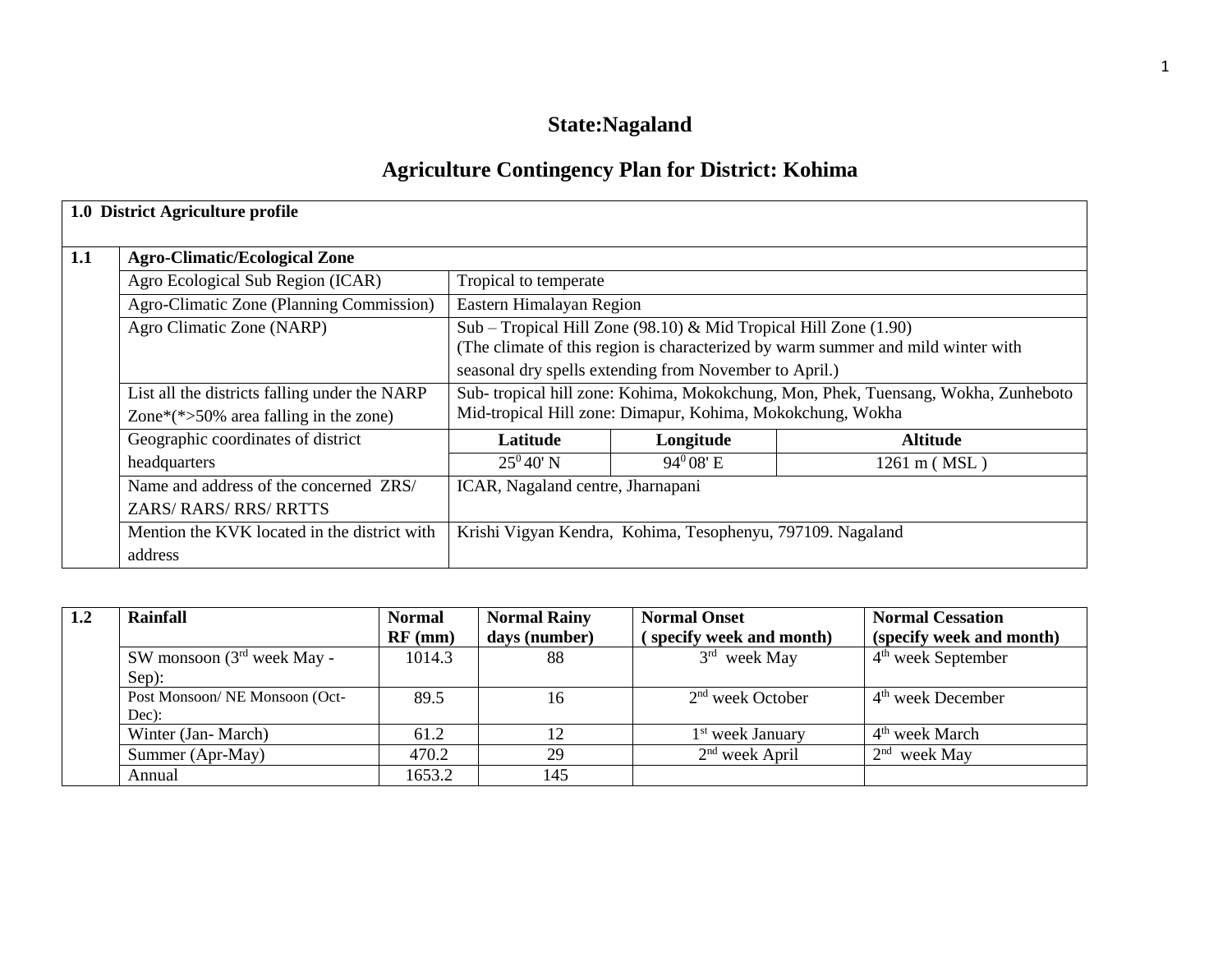# State:Nagaland

## Agriculture Contingency Plan for District: Kohima

| 1.0 District Agriculture profile | | | | |
|---|---|---|---|---|
| **1.1** | **Agro-Climatic/Ecological Zone** | | | |
| | Agro Ecological Sub Region (ICAR) | Tropical to temperate | | |
| | Agro-Climatic Zone (Planning Commission) | Eastern Himalayan Region | | |
| | Agro Climatic Zone (NARP) | Sub – Tropical Hill Zone (98.10) & Mid Tropical Hill Zone (1.90) (The climate of this region is characterized by warm summer and mild winter with seasonal dry spells extending from November to April.) | | |
| | List all the districts falling under the NARP Zone*(*>50% area falling in the zone) | Sub- tropical hill zone: Kohima, Mokokchung, Mon, Phek, Tuensang, Wokha, Zunheboto Mid-tropical Hill zone: Dimapur, Kohima, Mokokchung, Wokha | | |
| | Geographic coordinates of district headquarters | **Latitude** | **Longitude** | **Altitude** |
| | | $25^0$ 40' N | $94^0$ 08' E | 1261 m ( MSL ) |
| | Name and address of the concerned ZRS/ ZARS/ RARS/ RRS/ RRTTS | ICAR, Nagaland centre, Jharnapani | | |
| | Mention the KVK located in the district with address | Krishi Vigyan Kendra, Kohima, Tesophenyu, 797109. Nagaland | | |

| 1.2 | Rainfall | Normal RF (mm) | Normal Rainy days (number) | Normal Onset ( specify week and month) | Normal Cessation (specify week and month) |
|---|---|---|---|---|---|
| | SW monsoon (3rd week May - Sep): | 1014.3 | 88 | 3rd week May | 4th week September |
| | Post Monsoon/ NE Monsoon (Oct-Dec): | 89.5 | 16 | 2nd week October | 4th week December |
| | Winter (Jan- March) | 61.2 | 12 | 1st week January | 4th week March |
| | Summer (Apr-May) | 470.2 | 29 | 2nd week April | 2nd week May |
| | Annual | 1653.2 | 145 | | |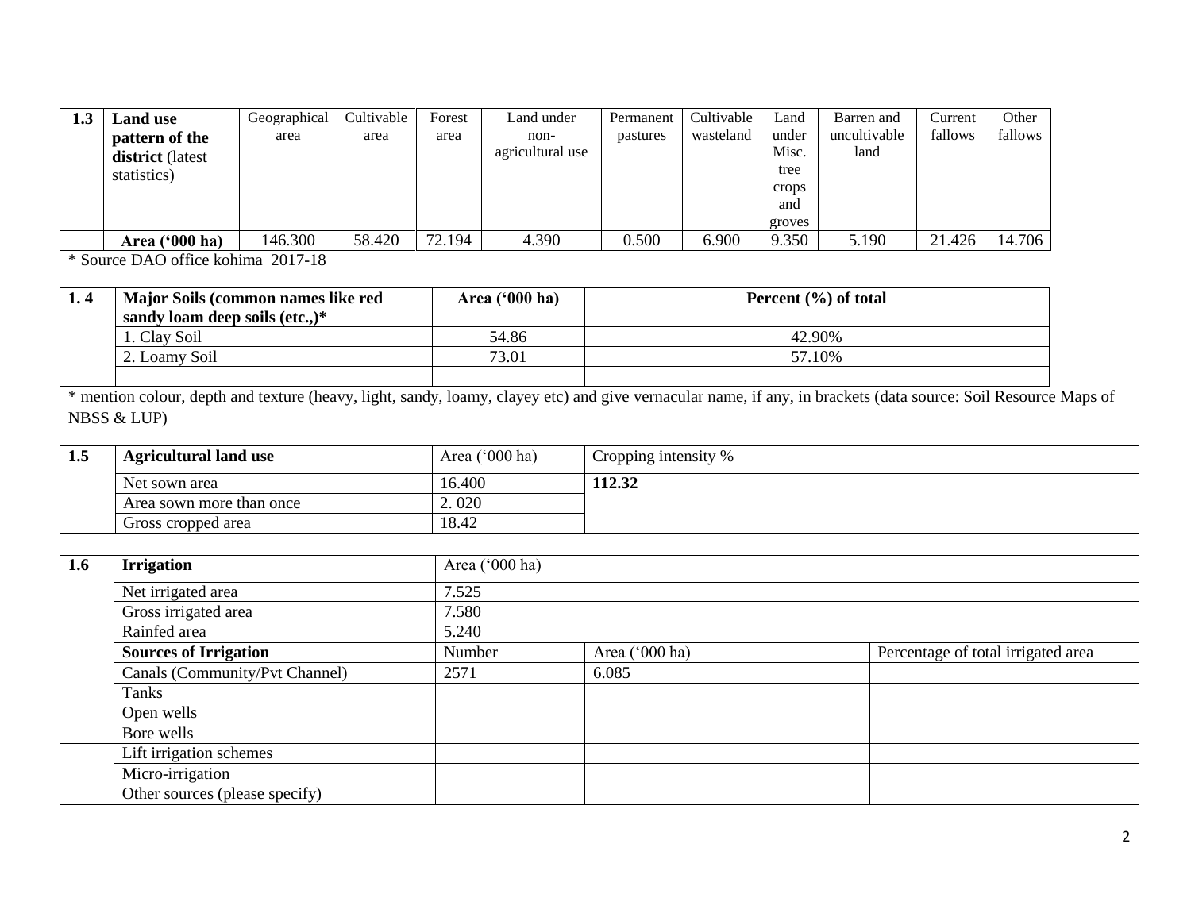| 1.3 | **Land use pattern of the district** (latest statistics) | Geographical area | Cultivable area | Forest area | Land under non-agricultural use | Permanent pastures | Cultivable wasteland | Land under Misc. tree crops and groves | Barren and uncultivable land | Current fallows | Other fallows |
|---|---|---|---|---|---|---|---|---|---|---|---|
| | **Area ('000 ha)** | 146.300 | 58.420 | 72.194 | 4.390 | 0.500 | 6.900 | 9.350 | 5.190 | 21.426 | 14.706 |

* Source DAO office kohima 2017-18

| 1. 4 | **Major Soils (common names like red sandy loam deep soils (etc.,)*** | **Area ('000 ha)** | **Percent (%) of total** |
|---|---|---|---|
| | 1. Clay Soil | 54.86 | 42.90% |
| | 2. Loamy Soil | 73.01 | 57.10% |
| | | | |

* mention colour, depth and texture (heavy, light, sandy, loamy, clayey etc) and give vernacular name, if any, in brackets (data source: Soil Resource Maps of NBSS & LUP)

| 1.5 | **Agricultural land use** | Area ('000 ha) | Cropping intensity % |
|---|---|---|---|
| | Net sown area | 16.400 | **112.32** |
| | Area sown more than once | 2. 020 | |
| | Gross cropped area | 18.42 | |

| 1.6 | **Irrigation** | Area ('000 ha) | | |
|---|---|---|---|---|
| | Net irrigated area | 7.525 | | |
| | Gross irrigated area | 7.580 | | |
| | Rainfed area | 5.240 | | |
| | **Sources of Irrigation** | Number | Area ('000 ha) | Percentage of total irrigated area |
| | Canals (Community/Pvt Channel) | 2571 | 6.085 | |
| | Tanks | | | |
| | Open wells | | | |
| | Bore wells | | | |
| | Lift irrigation schemes | | | |
| | Micro-irrigation | | | |
| | Other sources (please specify) | | | |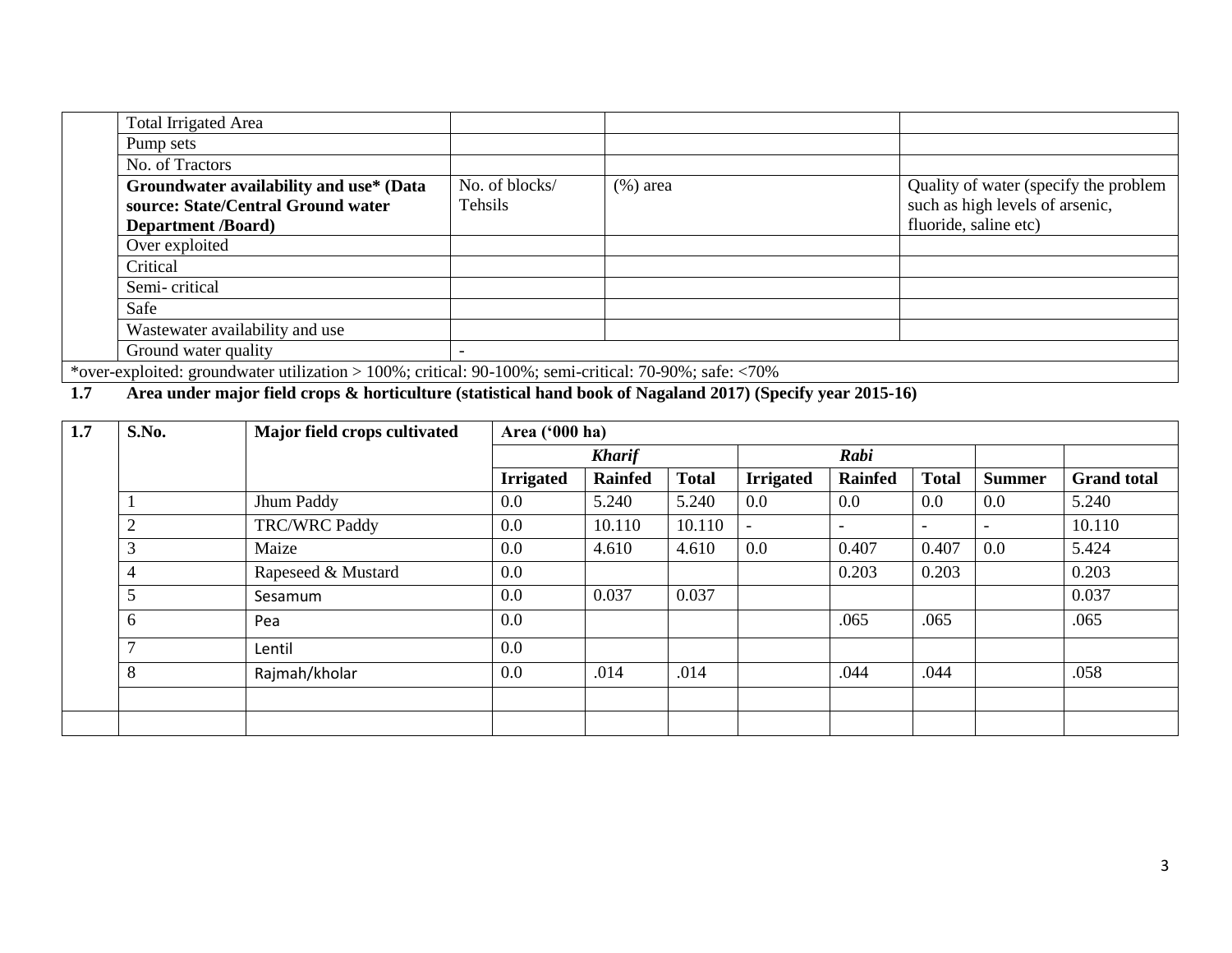| | Total Irrigated Area | | | |
|---|---|---|---|---|
| | Pump sets | | | |
| | No. of Tractors | | | |
| | **Groundwater availability and use* (Data source: State/Central Ground water Department /Board)** | No. of blocks/ Tehsils | (%) area | Quality of water (specify the problem such as high levels of arsenic, fluoride, saline etc) |
| | Over exploited | | | |
| | Critical | | | |
| | Semi- critical | | | |
| | Safe | | | |
| | Wastewater availability and use | | | |
| | Ground water quality | - | | |

*over-exploited: groundwater utilization > 100%; critical: 90-100%; semi-critical: 70-90%; safe: <70%

**1.7 Area under major field crops & horticulture (statistical hand book of Nagaland 2017) (Specify year 2015-16)**

| 1.7 | S.No. | Major field crops cultivated | Area ('000 ha) | | | | | | | |
|---|---|---|---|---|---|---|---|---|---|---|
| | | | ***Kharif*** | | | ***Rabi*** | | | | |
| | | | **Irrigated** | **Rainfed** | **Total** | **Irrigated** | **Rainfed** | **Total** | **Summer** | **Grand total** |
| | 1 | Jhum Paddy | 0.0 | 5.240 | 5.240 | 0.0 | 0.0 | 0.0 | 0.0 | 5.240 |
| | 2 | TRC/WRC Paddy | 0.0 | 10.110 | 10.110 | - | - | - | - | 10.110 |
| | 3 | Maize | 0.0 | 4.610 | 4.610 | 0.0 | 0.407 | 0.407 | 0.0 | 5.424 |
| | 4 | Rapeseed & Mustard | 0.0 | | | | 0.203 | 0.203 | | 0.203 |
| | 5 | Sesamum | 0.0 | 0.037 | 0.037 | | | | | 0.037 |
| | 6 | Pea | 0.0 | | | | .065 | .065 | | .065 |
| | 7 | Lentil | 0.0 | | | | | | | |
| | 8 | Rajmah/kholar | 0.0 | .014 | .014 | | .044 | .044 | | .058 |
| | | | | | | | | | | |
| | | | | | | | | | | |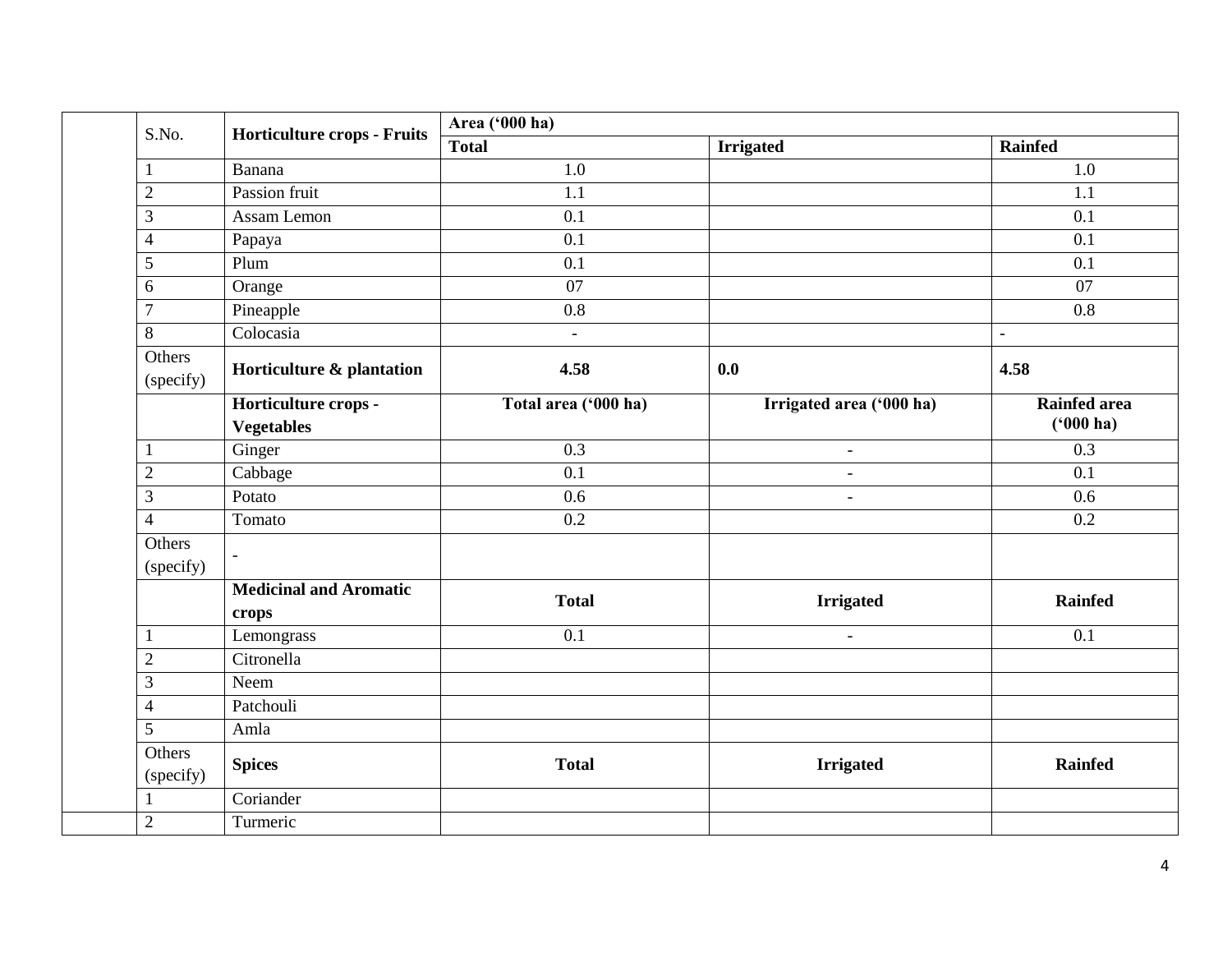| | S.No. | Horticulture crops - Fruits | Area ('000 ha) | | |
|---|---|---|---|---|---|
| | | | **Total** | **Irrigated** | **Rainfed** |
| | 1 | Banana | 1.0 | | 1.0 |
| | 2 | Passion fruit | 1.1 | | 1.1 |
| | 3 | Assam Lemon | 0.1 | | 0.1 |
| | 4 | Papaya | 0.1 | | 0.1 |
| | 5 | Plum | 0.1 | | 0.1 |
| | 6 | Orange | 07 | | 07 |
| | 7 | Pineapple | 0.8 | | 0.8 |
| | 8 | Colocasia | - | | - |
| | Others (specify) | **Horticulture & plantation** | **4.58** | **0.0** | **4.58** |
| | | **Horticulture crops - Vegetables** | **Total area ('000 ha)** | **Irrigated area ('000 ha)** | **Rainfed area ('000 ha)** |
| | 1 | Ginger | 0.3 | - | 0.3 |
| | 2 | Cabbage | 0.1 | - | 0.1 |
| | 3 | Potato | 0.6 | - | 0.6 |
| | 4 | Tomato | 0.2 | | 0.2 |
| | Others (specify) | - | | | |
| | | **Medicinal and Aromatic crops** | **Total** | **Irrigated** | **Rainfed** |
| | 1 | Lemongrass | 0.1 | - | 0.1 |
| | 2 | Citronella | | | |
| | 3 | Neem | | | |
| | 4 | Patchouli | | | |
| | 5 | Amla | | | |
| | Others (specify) | **Spices** | **Total** | **Irrigated** | **Rainfed** |
| | 1 | Coriander | | | |
| | 2 | Turmeric | | | |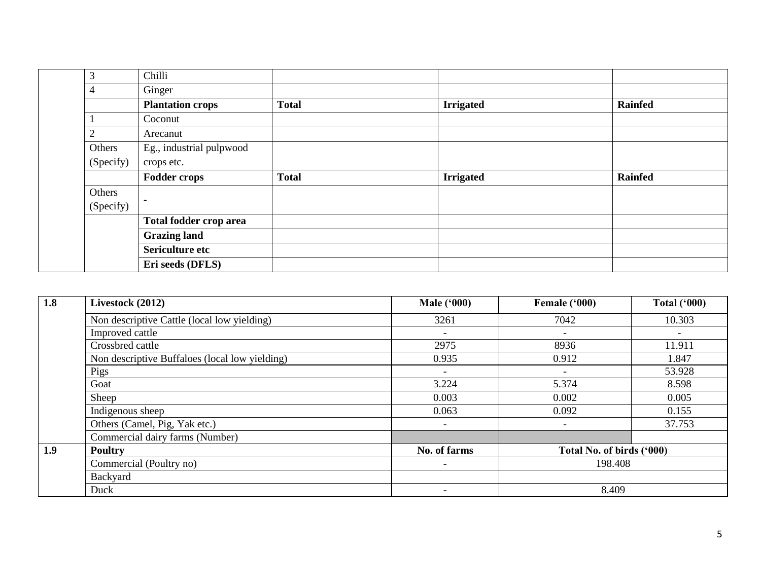|  | 3 | Chilli |  |  |  |
|---|---|---|---|---|---|
|  | 4 | Ginger |  |  |  |
|  |  | **Plantation crops** | **Total** | **Irrigated** | **Rainfed** |
|  | 1 | Coconut |  |  |  |
|  | 2 | Arecanut |  |  |  |
|  | Others (Specify) | Eg., industrial pulpwood crops etc. |  |  |  |
|  |  | **Fodder crops** | **Total** | **Irrigated** | **Rainfed** |
|  | Others (Specify) | - |  |  |  |
|  |  | **Total fodder crop area** |  |  |  |
|  |  | **Grazing land** |  |  |  |
|  |  | **Sericulture etc** |  |  |  |
|  |  | **Eri seeds (DFLS)** |  |  |  |

| 1.8 | Livestock (2012) | Male ('000) | Female ('000) | Total ('000) |
|---|---|---|---|---|
|  | Non descriptive Cattle (local low yielding) | 3261 | 7042 | 10.303 |
|  | Improved cattle | - | - | - |
|  | Crossbred cattle | 2975 | 8936 | 11.911 |
|  | Non descriptive Buffaloes (local low yielding) | 0.935 | 0.912 | 1.847 |
|  | Pigs | - | - | 53.928 |
|  | Goat | 3.224 | 5.374 | 8.598 |
|  | Sheep | 0.003 | 0.002 | 0.005 |
|  | Indigenous sheep | 0.063 | 0.092 | 0.155 |
|  | Others (Camel, Pig, Yak etc.) | - | - | 37.753 |
|  | Commercial dairy farms (Number) |  |  |  |
| **1.9** | **Poultry** | **No. of farms** | **Total No. of birds ('000)** |  |
|  | Commercial (Poultry no) | - | 198.408 |  |
|  | Backyard |  |  |  |
|  | Duck | - | 8.409 |  |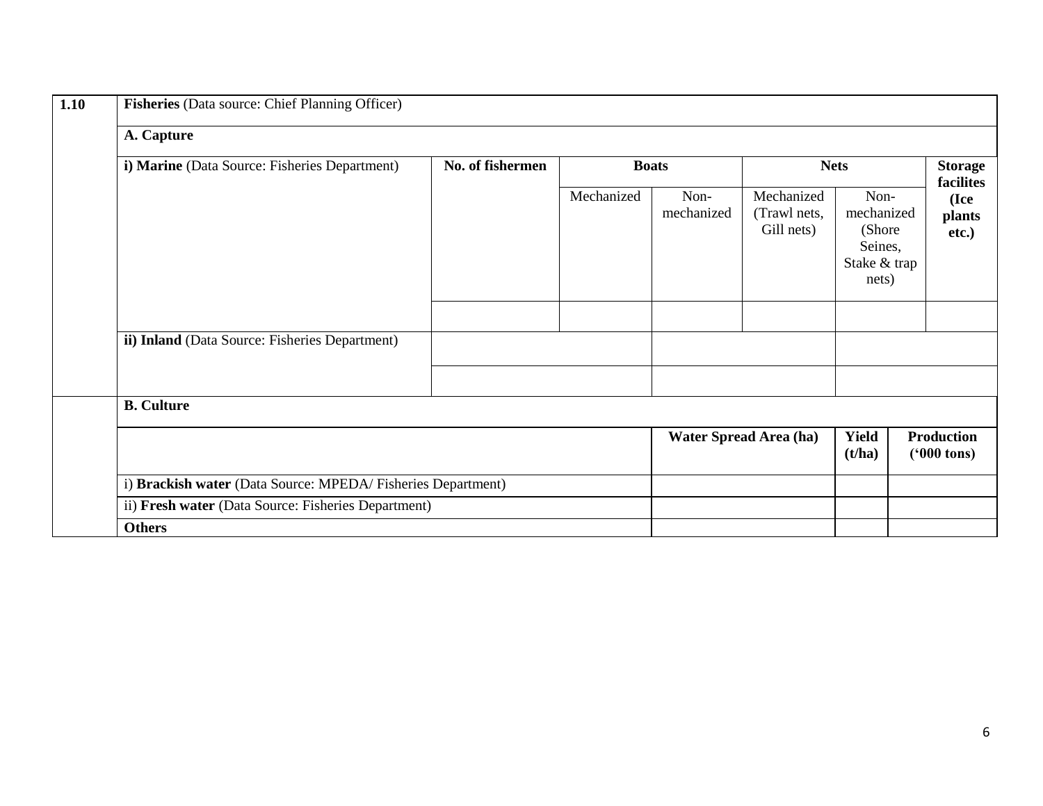| 1.10 | **Fisheries** (Data source: Chief Planning Officer) | | | | | | |
|---|---|---|---|---|---|---|---|
| | **A. Capture** | | | | | | |
| | **i) Marine** (Data Source: Fisheries Department) | **No. of fishermen** | **Boats** | | **Nets** | | **Storage facilites (Ice plants etc.)** |
| | | | Mechanized | Non-mechanized | Mechanized (Trawl nets, Gill nets) | Non-mechanized (Shore Seines, Stake & trap nets) | |
| | | | | | | | |
| | **ii) Inland** (Data Source: Fisheries Department) | | | | | | |
| | | | | | | | |
| | **B. Culture** | | | | | | |
| | | | | **Water Spread Area (ha)** | | **Yield (t/ha)** | **Production ('000 tons)** |
| | i) **Brackish water** (Data Source: MPEDA/ Fisheries Department) | | | | | | |
| | ii) **Fresh water** (Data Source: Fisheries Department) | | | | | | |
| | **Others** | | | | | | |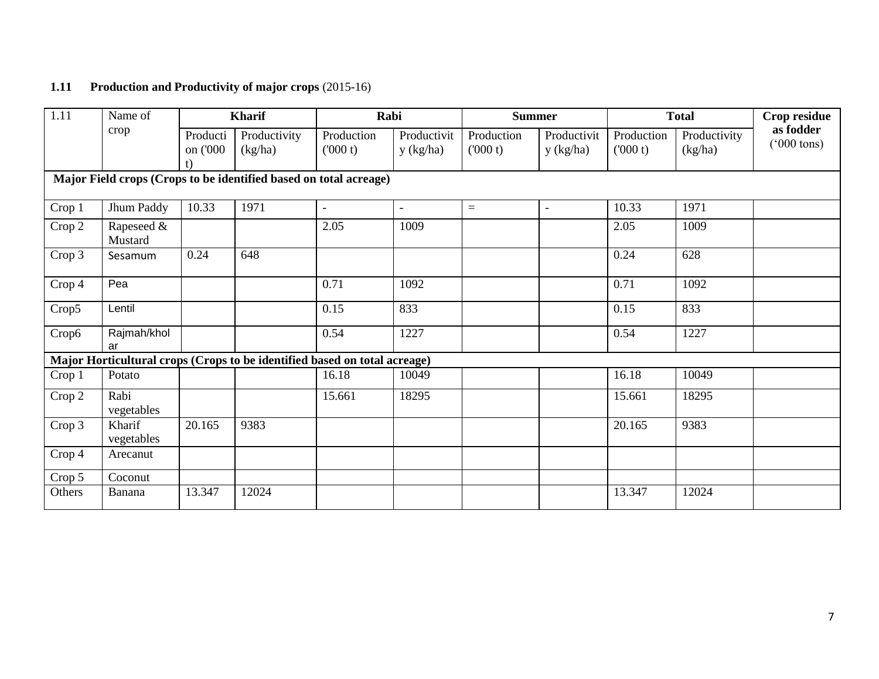**1.11 Production and Productivity of major crops** (2015-16)

| 1.11 | Name of crop | Kharif | | Rabi | | Summer | | Total | | Crop residue as fodder ('000 tons) |
|---|---|---|---|---|---|---|---|---|---|---|
| | | Production ('000 t) | Productivity (kg/ha) | Production ('000 t) | Productivity (kg/ha) | Production ('000 t) | Productivity (kg/ha) | Production ('000 t) | Productivity (kg/ha) | |
| **Major Field crops (Crops to be identified based on total acreage)** | | | | | | | | | | |
| Crop 1 | Jhum Paddy | 10.33 | 1971 | - | - | = | - | 10.33 | 1971 | |
| Crop 2 | Rapeseed & Mustard | | | 2.05 | 1009 | | | 2.05 | 1009 | |
| Crop 3 | Sesamum | 0.24 | 648 | | | | | 0.24 | 628 | |
| Crop 4 | Pea | | | 0.71 | 1092 | | | 0.71 | 1092 | |
| Crop5 | Lentil | | | 0.15 | 833 | | | 0.15 | 833 | |
| Crop6 | Rajmah/kholar | | | 0.54 | 1227 | | | 0.54 | 1227 | |
| **Major Horticultural crops (Crops to be identified based on total acreage)** | | | | | | | | | | |
| Crop 1 | Potato | | | 16.18 | 10049 | | | 16.18 | 10049 | |
| Crop 2 | Rabi vegetables | | | 15.661 | 18295 | | | 15.661 | 18295 | |
| Crop 3 | Kharif vegetables | 20.165 | 9383 | | | | | 20.165 | 9383 | |
| Crop 4 | Arecanut | | | | | | | | | |
| Crop 5 | Coconut | | | | | | | | | |
| Others | Banana | 13.347 | 12024 | | | | | 13.347 | 12024 | |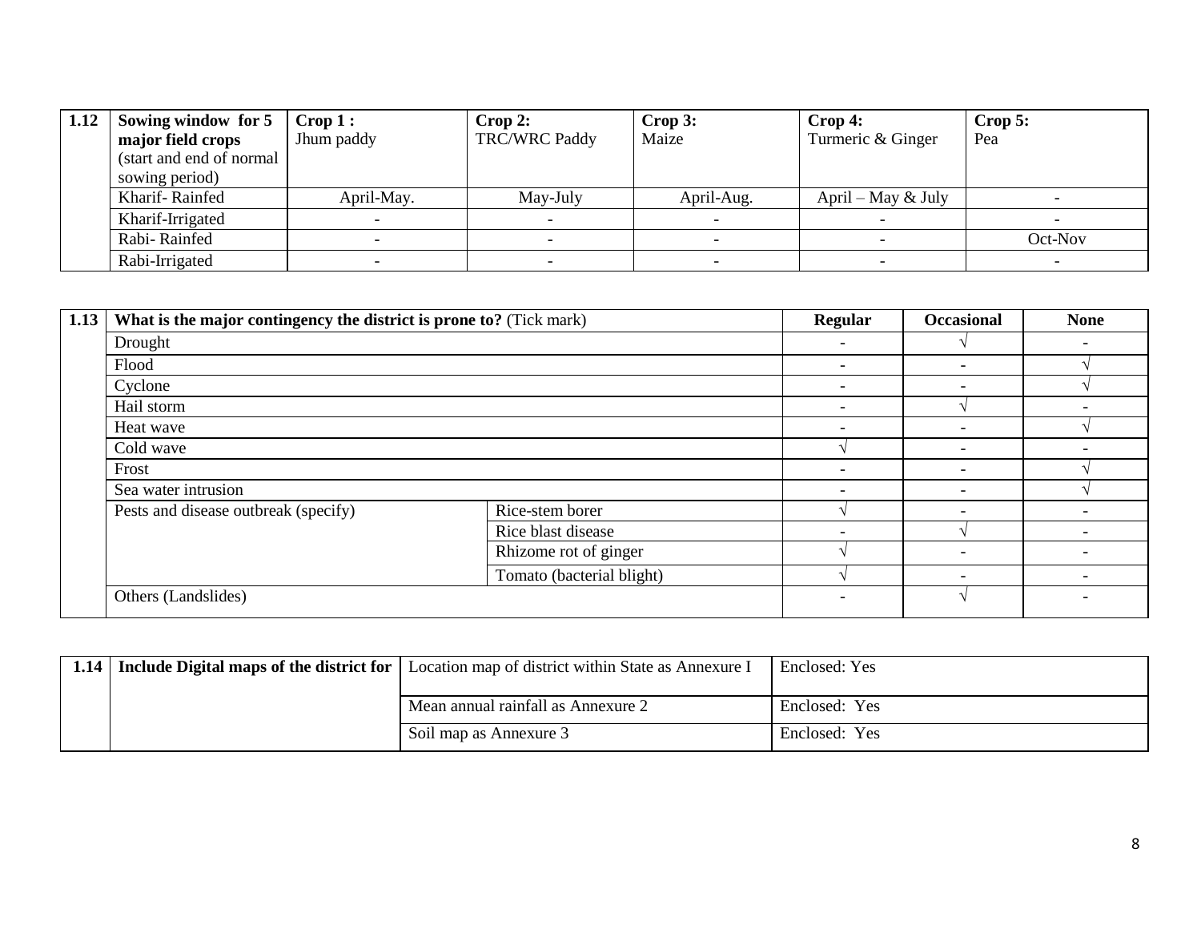| 1.12 | Sowing window for 5 major field crops (start and end of normal sowing period) | Crop 1 : Jhum paddy | Crop 2: TRC/WRC Paddy | Crop 3: Maize | Crop 4: Turmeric & Ginger | Crop 5: Pea |
|---|---|---|---|---|---|---|
| | Kharif- Rainfed | April-May. | May-July | April-Aug. | April – May & July | - |
| | Kharif-Irrigated | - | - | - | - | - |
| | Rabi- Rainfed | - | - | - | - | Oct-Nov |
| | Rabi-Irrigated | - | - | - | - | - |

| 1.13 | What is the major contingency the district is prone to? (Tick mark) | | Regular | Occasional | None |
|---|---|---|---|---|---|
| | Drought | | - | √ | - |
| | Flood | | - | - | √ |
| | Cyclone | | - | - | √ |
| | Hail storm | | - | √ | - |
| | Heat wave | | - | - | √ |
| | Cold wave | | √ | - | - |
| | Frost | | - | - | √ |
| | Sea water intrusion | | - | - | √ |
| | Pests and disease outbreak (specify) | Rice-stem borer | √ | - | - |
| | | Rice blast disease | - | √ | - |
| | | Rhizome rot of ginger | √ | - | - |
| | | Tomato (bacterial blight) | √ | - | - |
| | Others (Landslides) | | - | √ | - |

| 1.14 | Include Digital maps of the district for | Location map of district within State as Annexure I | Enclosed: Yes |
|---|---|---|---|
| | | Mean annual rainfall as Annexure 2 | Enclosed: Yes |
| | | Soil map as Annexure 3 | Enclosed: Yes |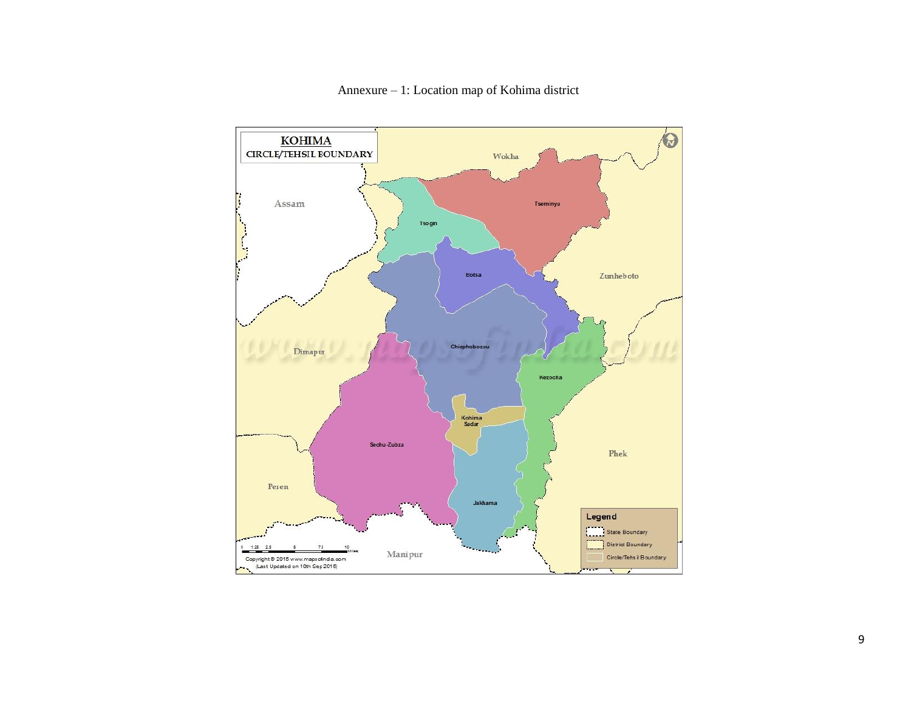Annexure – 1: Location map of Kohima district

KOHIMA
CIRCLE/TEHSIL BOUNDARY

Wokha

Assam

Tsogin

Tseminyu

Botsa

Zunheboto

Dimapur

Chiephobozou

Kezocha

Kohima Sadar

Sechu-Zubza

Phek

Peren

Jakhama

Manipur

Legend
- State Boundary
- District Boundary
- Circle/Tehsil Boundary

Copyright © 2015 www.mapsofindia.com
(Last Updated on 10th Sep 2015)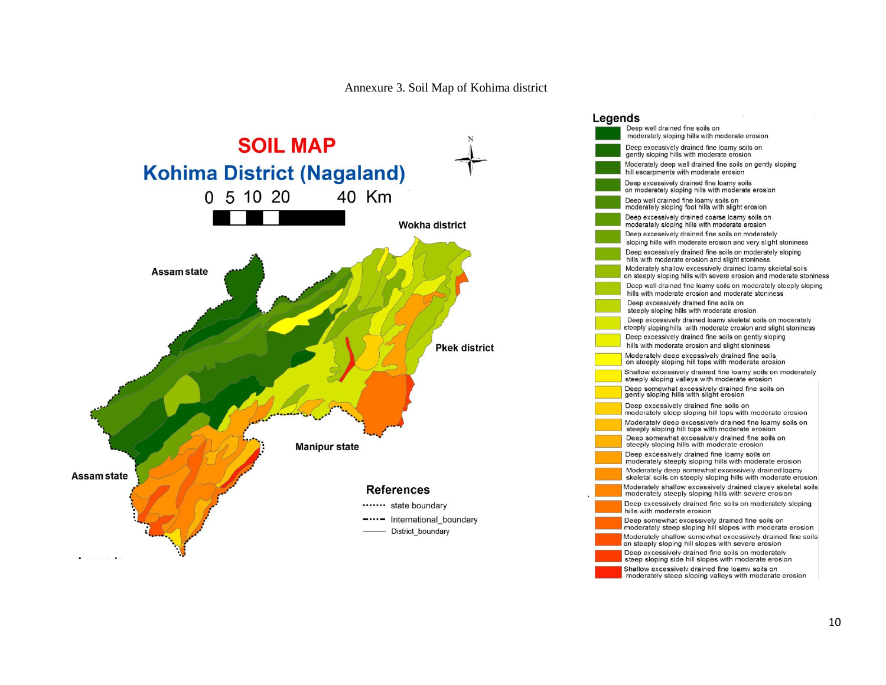Annexure 3. Soil Map of Kohima district

# SOIL MAP

## Kohima District (Nagaland)

0 5 10 20 40 Km

N

Wokha district

Assam state

Pkek district

Manipur state

Assam state

**References**

- state boundary
- International_boundary
- District_boundary

**Legends**

- Deep well drained fine soils on moderately sloping hills with moderate erosion
- Deep excessively drained fine loamy soils on gently sloping hills with moderate erosion
- Moderately deep well drained fine soils on gently sloping hill escarpments with moderate erosion
- Deep excessively drained fine loamy soils on moderately sloping hills with moderate erosion
- Deep well drained fine loamy soils on moderately sloping foot hills with slight erosion
- Deep excessively drained coarse loamy soils on moderately sloping hills with moderate erosion
- Deep excessively drained fine soils on moderately sloping hills with moderate erosion and very slight stoniness
- Deep excessively drained fine soils on moderately sloping hills with moderate erosion and slight stoniness
- Moderately shallow excessively drained loamy skeletal soils on steeply sloping hills with severe erosion and moderate stoniness
- Deep well drained fine loamy soils on moderately steeply sloping hills with moderate erosion and moderate stoniness
- Deep excessively drained fine soils on steeply sloping hills with moderate erosion
- Deep excessively drained loamy skeletal soils on moderately steeply sloping hills with moderate erosion and slight stoniness
- Deep excessively drained fine soils on gently sloping hills with moderate erosion and slight stoniness
- Moderately deep excessively drained fine soils on steeply sloping hill tops with moderate erosion
- Shallow excessively drained fine loamy soils on moderately steeply sloping valleys with moderate erosion
- Deep somewhat excessively drained fine soils on gently sloping hills with slight erosion
- Deep excessively drained fine soils on moderately steep sloping hill tops with moderate erosion
- Moderately deep excessively drained fine loamy soils on steeply sloping hill tops with moderate erosion
- Deep somewhat excessively drained fine soils on steeply sloping hills with moderate erosion
- Deep excessively drained fine loamy soils on moderately steeply sloping hills with moderate erosion
- Moderately deep somewhat excessively drained loamy skeletal soils on steeply sloping hills with moderate erosion
- Moderately shallow excessively drained clayey skeletal soils moderately steeply sloping hills with severe erosion
- Deep excessively drained fine soils on moderately sloping hills with moderate erosion
- Deep somewhat excessively drained fine soils on moderately steep sloping hill slopes with moderate erosion
- Moderately shallow somewhat excessively drained fine soils on steeply sloping hill slopes with severe erosion
- Deep excessively drained fine soils on moderately steep sloping side hill slopes with moderate erosion
- Shallow excessively drained fine loamy soils on moderately steep sloping valleys with moderate erosion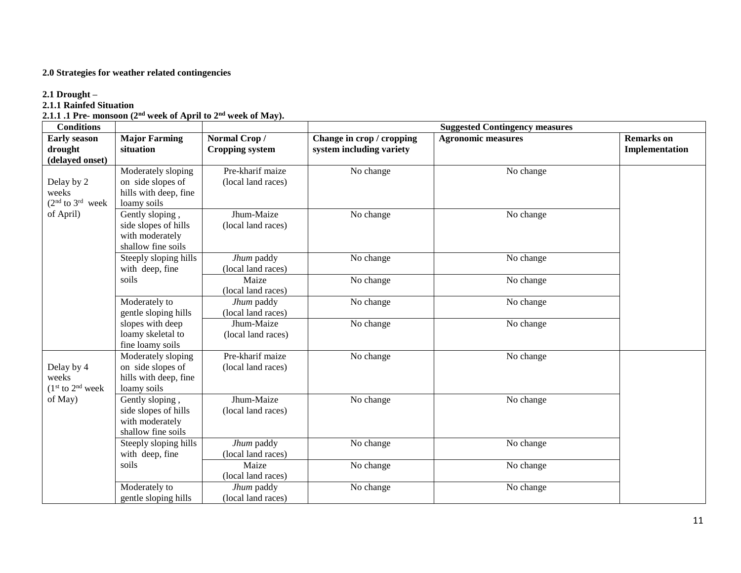**2.0 Strategies for weather related contingencies**

**2.1 Drought –**

**2.1.1 Rainfed Situation**

**2.1.1 .1 Pre- monsoon (2nd week of April to 2nd week of May).**

| Conditions | | | Suggested Contingency measures | | |
|---|---|---|---|---|---|
| **Early season drought (delayed onset)** | **Major Farming situation** | **Normal Crop / Cropping system** | **Change in crop / cropping system including variety** | **Agronomic measures** | **Remarks on Implementation** |
| Delay by 2 weeks (2nd to 3rd week of April) | Moderately sloping on side slopes of hills with deep, fine loamy soils | Pre-kharif maize (local land races) | No change | No change | |
| | Gently sloping , side slopes of hills with moderately shallow fine soils | Jhum-Maize (local land races) | No change | No change | |
| | Steeply sloping hills with deep, fine soils | *Jhum* paddy (local land races) | No change | No change | |
| | | Maize (local land races) | No change | No change | |
| | Moderately to gentle sloping hills slopes with deep loamy skeletal to fine loamy soils | *Jhum* paddy (local land races) | No change | No change | |
| | | Jhum-Maize (local land races) | No change | No change | |
| Delay by 4 weeks (1st to 2nd week of May) | Moderately sloping on side slopes of hills with deep, fine loamy soils | Pre-kharif maize (local land races) | No change | No change | |
| | Gently sloping , side slopes of hills with moderately shallow fine soils | Jhum-Maize (local land races) | No change | No change | |
| | Steeply sloping hills with deep, fine soils | *Jhum* paddy (local land races) | No change | No change | |
| | | Maize (local land races) | No change | No change | |
| | Moderately to gentle sloping hills | *Jhum* paddy (local land races) | No change | No change | |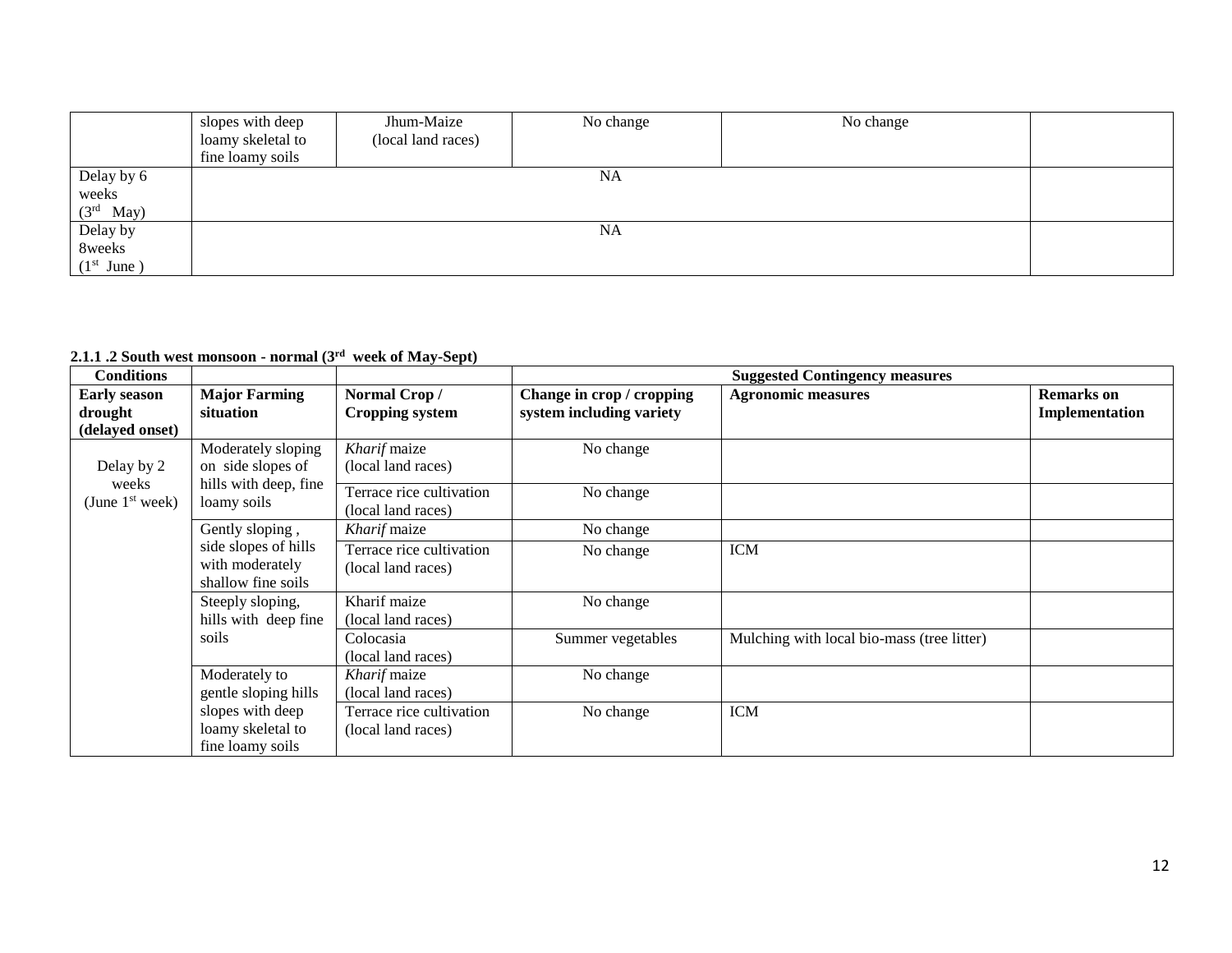| | | | | | |
|---|---|---|---|---|---|
| | slopes with deep loamy skeletal to fine loamy soils | Jhum-Maize (local land races) | No change | No change | |
| Delay by 6 weeks ($3^{rd}$ May) | NA | | | | |
| Delay by 8weeks ($1^{st}$ June ) | NA | | | | |

**2.1.1 .2 South west monsoon - normal ($3^{rd}$ week of May-Sept)**

| **Conditions** | | | **Suggested Contingency measures** | | |
|---|---|---|---|---|---|
| **Early season drought (delayed onset)** | **Major Farming situation** | **Normal Crop / Cropping system** | **Change in crop / cropping system including variety** | **Agronomic measures** | **Remarks on Implementation** |
| Delay by 2 weeks (June $1^{st}$ week) | Moderately sloping on side slopes of hills with deep, fine loamy soils | *Kharif* maize (local land races) | No change | | |
| | | Terrace rice cultivation (local land races) | No change | | |
| | Gently sloping , side slopes of hills with moderately shallow fine soils | *Kharif* maize | No change | | |
| | | Terrace rice cultivation (local land races) | No change | ICM | |
| | Steeply sloping, hills with deep fine soils | Kharif maize (local land races) | No change | | |
| | | Colocasia (local land races) | Summer vegetables | Mulching with local bio-mass (tree litter) | |
| | Moderately to gentle sloping hills slopes with deep loamy skeletal to fine loamy soils | *Kharif* maize (local land races) | No change | | |
| | | Terrace rice cultivation (local land races) | No change | ICM | |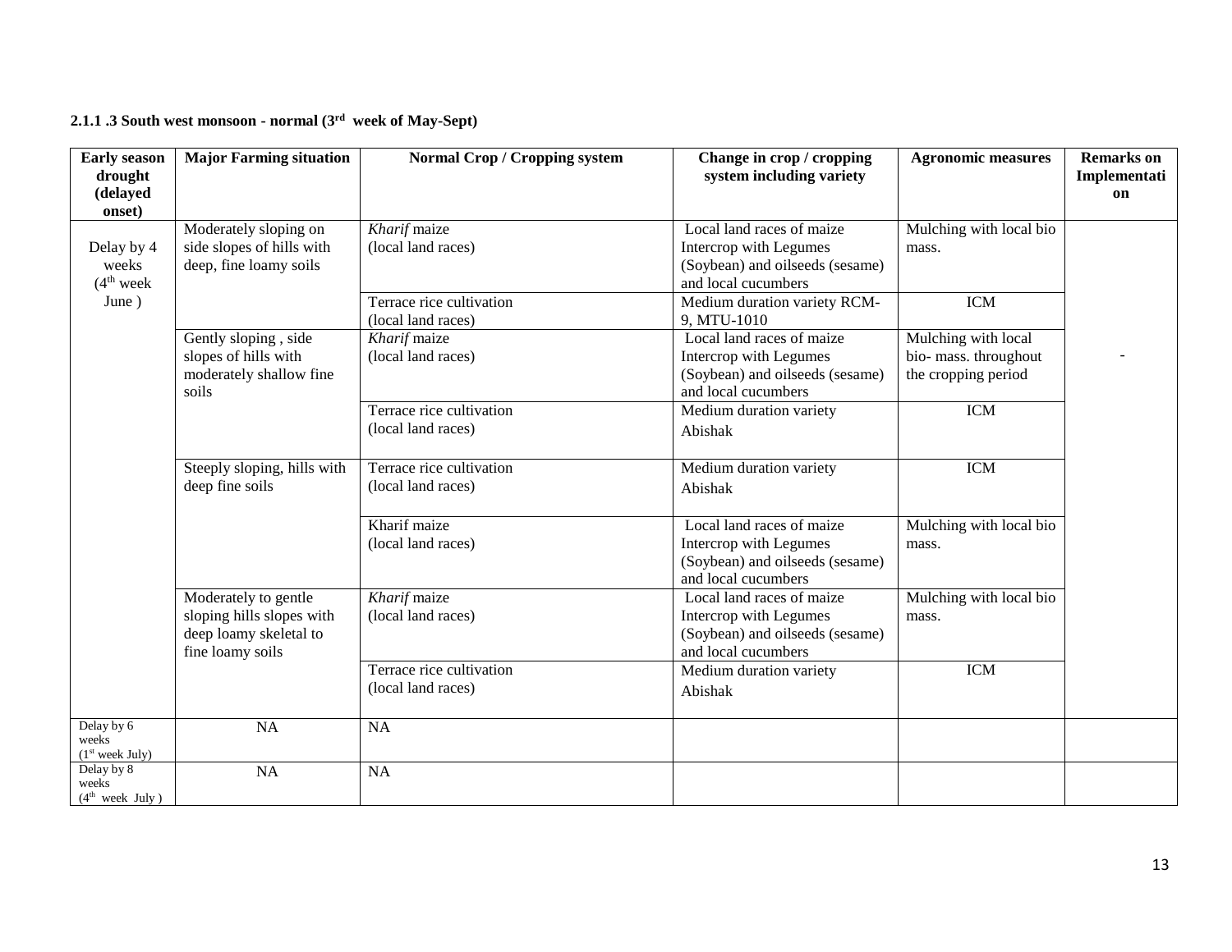### 2.1.1 .3 South west monsoon - normal (3rd week of May-Sept)

| Early season drought (delayed onset) | Major Farming situation | Normal Crop / Cropping system | Change in crop / cropping system including variety | Agronomic measures | Remarks on Implementation |
|---|---|---|---|---|---|
| Delay by 4 weeks (4th week June ) | Moderately sloping on side slopes of hills with deep, fine loamy soils | *Kharif* maize (local land races) | Local land races of maize Intercrop with Legumes (Soybean) and oilseeds (sesame) and local cucumbers | Mulching with local bio mass. | - |
| | | Terrace rice cultivation (local land races) | Medium duration variety RCM-9, MTU-1010 | ICM | |
| | Gently sloping , side slopes of hills with moderately shallow fine soils | *Kharif* maize (local land races) | Local land races of maize Intercrop with Legumes (Soybean) and oilseeds (sesame) and local cucumbers | Mulching with local bio- mass. throughout the cropping period | |
| | | Terrace rice cultivation (local land races) | Medium duration variety Abishak | ICM | |
| | Steeply sloping, hills with deep fine soils | Terrace rice cultivation (local land races) | Medium duration variety Abishak | ICM | |
| | | Kharif maize (local land races) | Local land races of maize Intercrop with Legumes (Soybean) and oilseeds (sesame) and local cucumbers | Mulching with local bio mass. | |
| | Moderately to gentle sloping hills slopes with deep loamy skeletal to fine loamy soils | *Kharif* maize (local land races) | Local land races of maize Intercrop with Legumes (Soybean) and oilseeds (sesame) and local cucumbers | Mulching with local bio mass. | |
| | | Terrace rice cultivation (local land races) | Medium duration variety Abishak | ICM | |
| Delay by 6 weeks (1st week July) | NA | NA | | | |
| Delay by 8 weeks (4th week July ) | NA | NA | | | |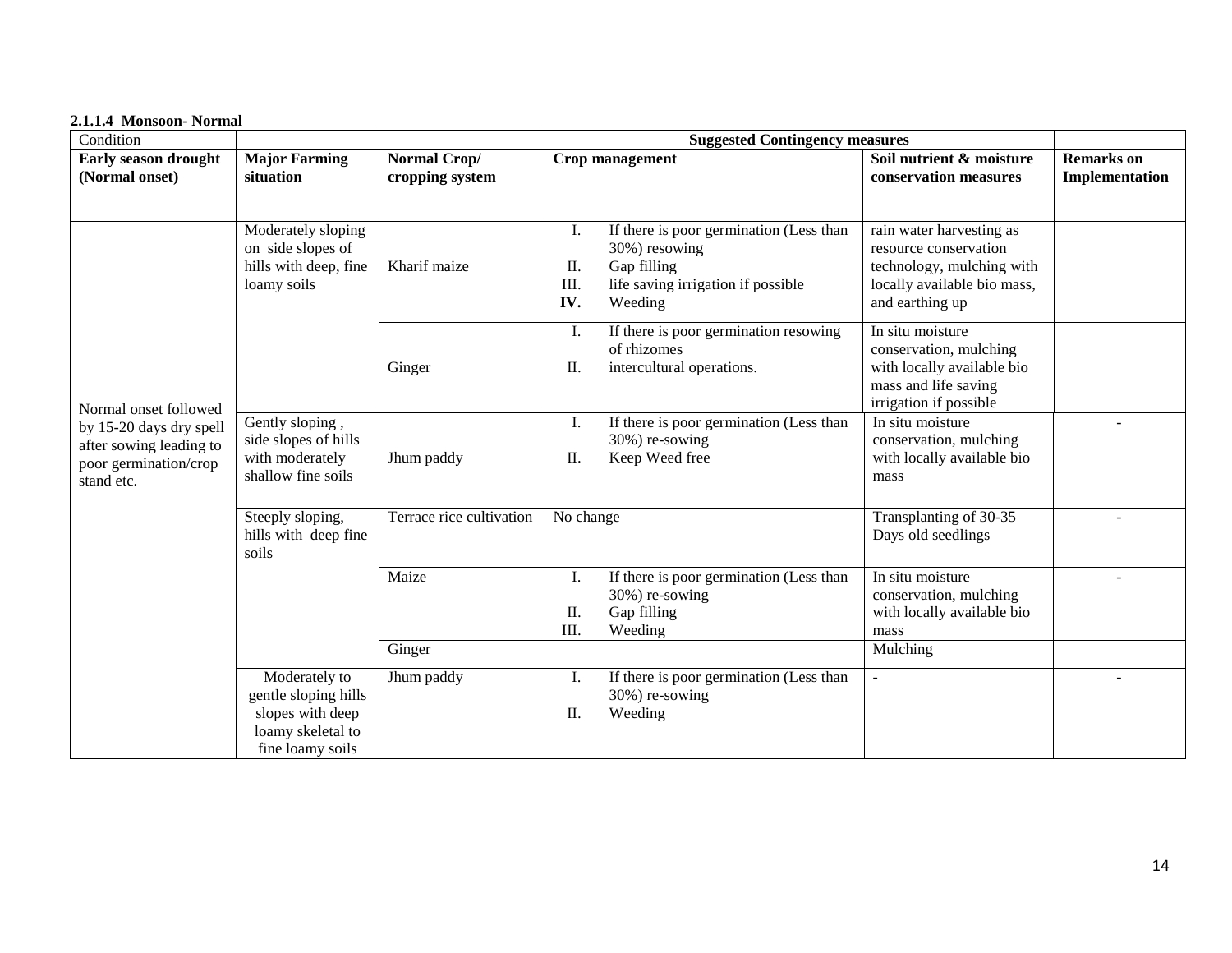**2.1.1.4 Monsoon- Normal**

| Condition | | | Suggested Contingency measures | | |
|---|---|---|---|---|---|
| **Early season drought (Normal onset)** | **Major Farming situation** | **Normal Crop/ cropping system** | **Crop management** | **Soil nutrient & moisture conservation measures** | **Remarks on Implementation** |
| Normal onset followed by 15-20 days dry spell after sowing leading to poor germination/crop stand etc. | Moderately sloping on side slopes of hills with deep, fine loamy soils | Kharif maize | I. If there is poor germination (Less than 30%) resowing<br>II. Gap filling<br>III. life saving irrigation if possible<br>**IV.** Weeding | rain water harvesting as resource conservation technology, mulching with locally available bio mass, and earthing up | |
| | | Ginger | I. If there is poor germination resowing of rhizomes<br>II. intercultural operations. | In situ moisture conservation, mulching with locally available bio mass and life saving irrigation if possible | |
| | Gently sloping , side slopes of hills with moderately shallow fine soils | Jhum paddy | I. If there is poor germination (Less than 30%) re-sowing<br>II. Keep Weed free | In situ moisture conservation, mulching with locally available bio mass | - |
| | Steeply sloping, hills with deep fine soils | Terrace rice cultivation | No change | Transplanting of 30-35 Days old seedlings | - |
| | | Maize | I. If there is poor germination (Less than 30%) re-sowing<br>II. Gap filling<br>III. Weeding | In situ moisture conservation, mulching with locally available bio mass | - |
| | | Ginger | | Mulching | |
| | Moderately to gentle sloping hills slopes with deep loamy skeletal to fine loamy soils | Jhum paddy | I. If there is poor germination (Less than 30%) re-sowing<br>II. Weeding | - | - |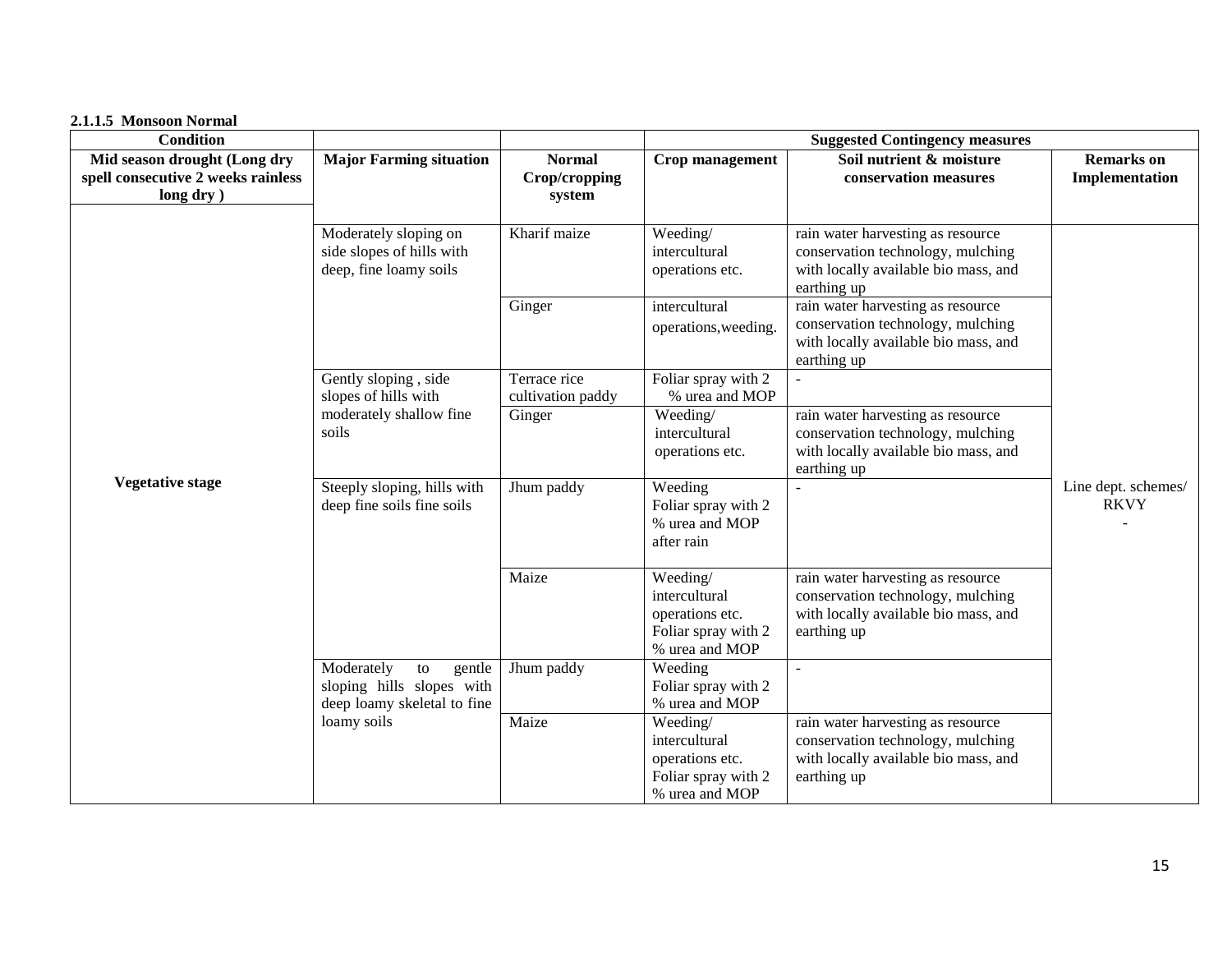**2.1.1.5 Monsoon Normal**

| Condition | | | Suggested Contingency measures | | |
|---|---|---|---|---|---|
| Mid season drought (Long dry spell consecutive 2 weeks rainless long dry ) | Major Farming situation | Normal Crop/cropping system | Crop management | Soil nutrient & moisture conservation measures | Remarks on Implementation |
| Vegetative stage | Moderately sloping on side slopes of hills with deep, fine loamy soils | Kharif maize | Weeding/ intercultural operations etc. | rain water harvesting as resource conservation technology, mulching with locally available bio mass, and earthing up | Line dept. schemes/ RKVY - |
| | | Ginger | intercultural operations,weeding. | rain water harvesting as resource conservation technology, mulching with locally available bio mass, and earthing up | |
| | Gently sloping , side slopes of hills with moderately shallow fine soils | Terrace rice cultivation paddy | Foliar spray with 2 % urea and MOP | - | |
| | | Ginger | Weeding/ intercultural operations etc. | rain water harvesting as resource conservation technology, mulching with locally available bio mass, and earthing up | |
| | Steeply sloping, hills with deep fine soils fine soils | Jhum paddy | Weeding Foliar spray with 2 % urea and MOP after rain | - | |
| | | Maize | Weeding/ intercultural operations etc. Foliar spray with 2 % urea and MOP | rain water harvesting as resource conservation technology, mulching with locally available bio mass, and earthing up | |
| | Moderately to gentle sloping hills slopes with deep loamy skeletal to fine loamy soils | Jhum paddy | Weeding Foliar spray with 2 % urea and MOP | - | |
| | | Maize | Weeding/ intercultural operations etc. Foliar spray with 2 % urea and MOP | rain water harvesting as resource conservation technology, mulching with locally available bio mass, and earthing up | |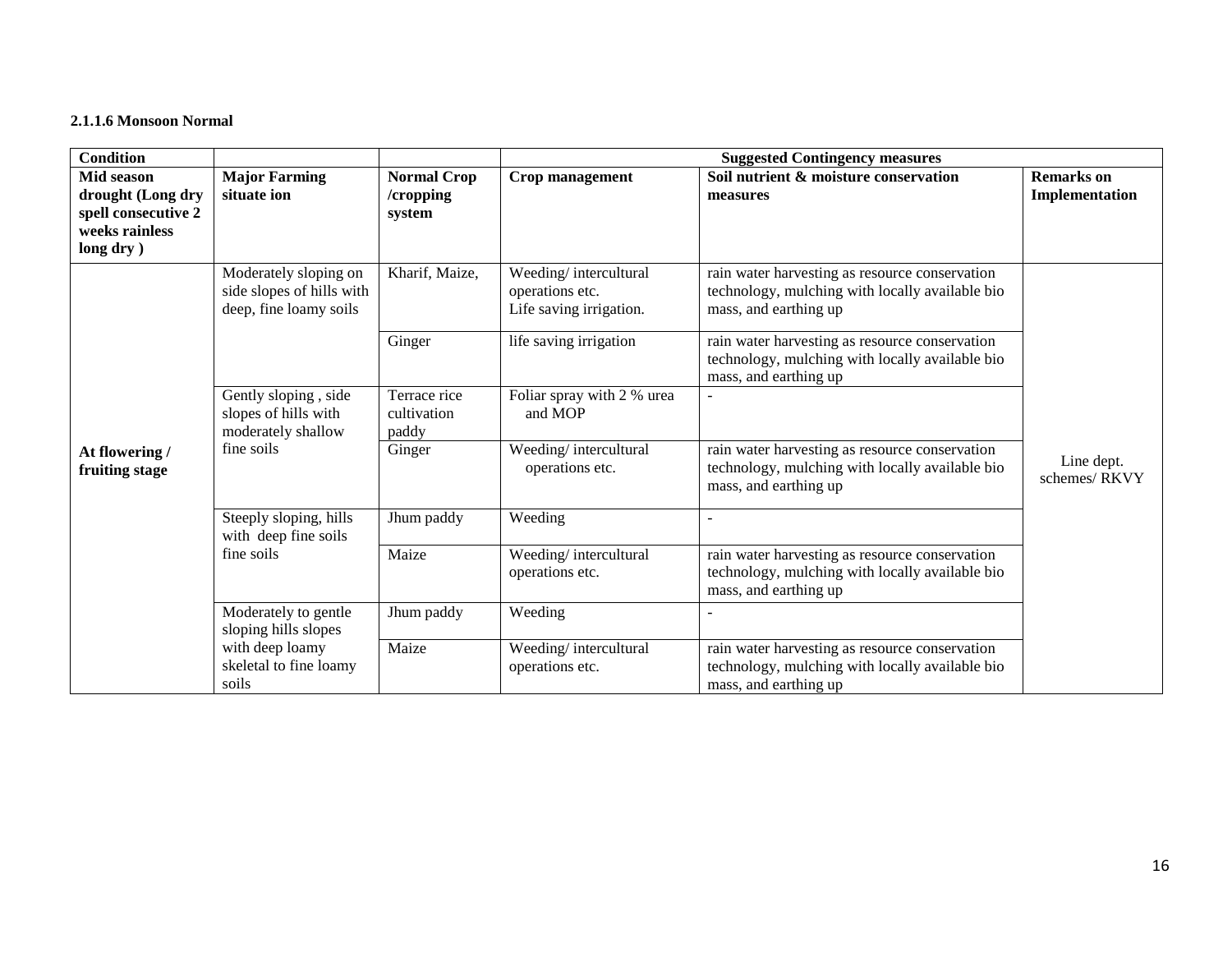### 2.1.1.6 Monsoon Normal

| Condition | | | Suggested Contingency measures | | |
|---|---|---|---|---|---|
| **Mid season drought (Long dry spell consecutive 2 weeks rainless long dry )** | **Major Farming situate ion** | **Normal Crop /cropping system** | **Crop management** | **Soil nutrient & moisture conservation measures** | **Remarks on Implementation** |
| **At flowering / fruiting stage** | Moderately sloping on side slopes of hills with deep, fine loamy soils | Kharif, Maize, | Weeding/ intercultural operations etc. Life saving irrigation. | rain water harvesting as resource conservation technology, mulching with locally available bio mass, and earthing up | Line dept. schemes/ RKVY |
| | | Ginger | life saving irrigation | rain water harvesting as resource conservation technology, mulching with locally available bio mass, and earthing up | |
| | Gently sloping , side slopes of hills with moderately shallow fine soils | Terrace rice cultivation paddy | Foliar spray with 2 % urea and MOP | - | |
| | | Ginger | Weeding/ intercultural operations etc. | rain water harvesting as resource conservation technology, mulching with locally available bio mass, and earthing up | |
| | Steeply sloping, hills with deep fine soils fine soils | Jhum paddy | Weeding | - | |
| | | Maize | Weeding/ intercultural operations etc. | rain water harvesting as resource conservation technology, mulching with locally available bio mass, and earthing up | |
| | Moderately to gentle sloping hills slopes with deep loamy skeletal to fine loamy soils | Jhum paddy | Weeding | - | |
| | | Maize | Weeding/ intercultural operations etc. | rain water harvesting as resource conservation technology, mulching with locally available bio mass, and earthing up | |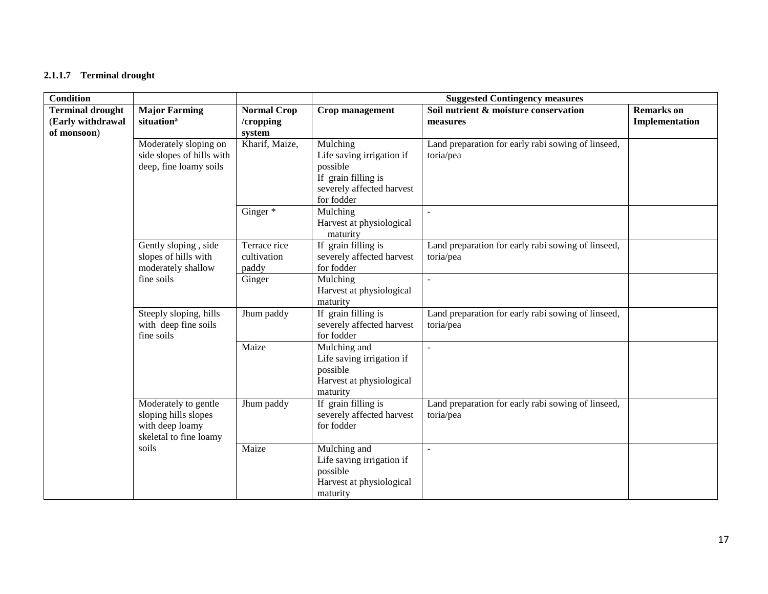### 2.1.1.7 Terminal drought

| Condition | | | Suggested Contingency measures | | |
|---|---|---|---|---|---|
| **Terminal drought (Early withdrawal of monsoon)** | **Major Farming situation[a]** | **Normal Crop /cropping system** | **Crop management** | **Soil nutrient & moisture conservation measures** | **Remarks on Implementation** |
| | Moderately sloping on side slopes of hills with deep, fine loamy soils | Kharif, Maize, | Mulching<br>Life saving irrigation if possible<br>If grain filling is severely affected harvest for fodder | Land preparation for early rabi sowing of linseed, toria/pea | |
| | | Ginger * | Mulching<br>Harvest at physiological maturity | - | |
| | Gently sloping , side slopes of hills with moderately shallow fine soils | Terrace rice cultivation paddy | If grain filling is severely affected harvest for fodder | Land preparation for early rabi sowing of linseed, toria/pea | |
| | | Ginger | Mulching<br>Harvest at physiological maturity | - | |
| | Steeply sloping, hills with deep fine soils fine soils | Jhum paddy | If grain filling is severely affected harvest for fodder | Land preparation for early rabi sowing of linseed, toria/pea | |
| | | Maize | Mulching and<br>Life saving irrigation if possible<br>Harvest at physiological maturity | - | |
| | Moderately to gentle sloping hills slopes with deep loamy skeletal to fine loamy soils | Jhum paddy | If grain filling is severely affected harvest for fodder | Land preparation for early rabi sowing of linseed, toria/pea | |
| | | Maize | Mulching and<br>Life saving irrigation if possible<br>Harvest at physiological maturity | - | |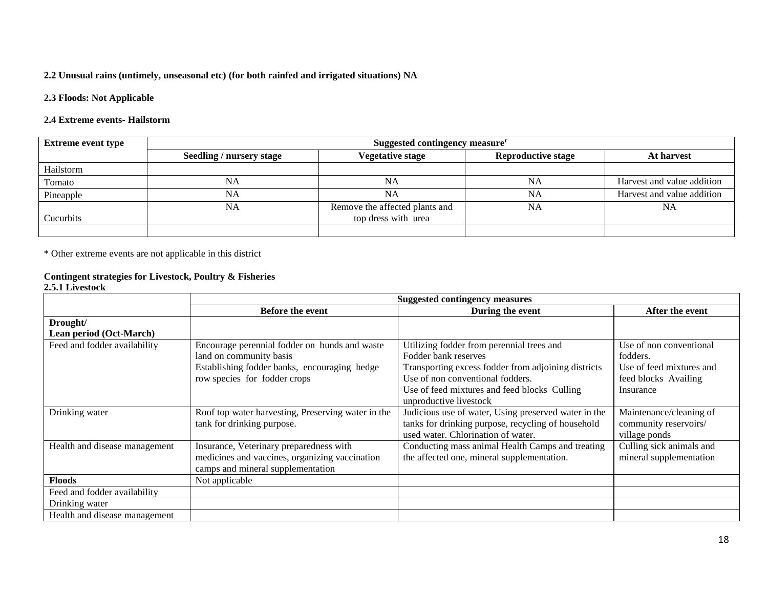**2.2 Unusual rains (untimely, unseasonal etc) (for both rainfed and irrigated situations) NA**

**2.3 Floods: Not Applicable**

**2.4 Extreme events- Hailstorm**

| Extreme event type | Suggested contingency measure[r] | | | |
|---|---|---|---|---|
| | Seedling / nursery stage | Vegetative stage | Reproductive stage | At harvest |
| Hailstorm | | | | |
| Tomato | NA | NA | NA | Harvest and value addition |
| Pineapple | NA | NA | NA | Harvest and value addition |
| Cucurbits | NA | Remove the affected plants and top dress with urea | NA | NA |
| | | | | |

* Other extreme events are not applicable in this district

**Contingent strategies for Livestock, Poultry & Fisheries**

**2.5.1 Livestock**

| | Suggested contingency measures | | |
|---|---|---|---|
| | Before the event | During the event | After the event |
| **Drought/ Lean period (Oct-March)** | | | |
| Feed and fodder availability | Encourage perennial fodder on bunds and waste land on community basis<br>Establishing fodder banks, encouraging hedge row species for fodder crops | Utilizing fodder from perennial trees and Fodder bank reserves<br>Transporting excess fodder from adjoining districts<br>Use of non conventional fodders.<br>Use of feed mixtures and feed blocks Culling unproductive livestock | Use of non conventional fodders.<br>Use of feed mixtures and feed blocks Availing Insurance |
| Drinking water | Roof top water harvesting, Preserving water in the tank for drinking purpose. | Judicious use of water, Using preserved water in the tanks for drinking purpose, recycling of household used water. Chlorination of water. | Maintenance/cleaning of community reservoirs/ village ponds |
| Health and disease management | Insurance, Veterinary preparedness with medicines and vaccines, organizing vaccination camps and mineral supplementation | Conducting mass animal Health Camps and treating the affected one, mineral supplementation. | Culling sick animals and mineral supplementation |
| **Floods** | Not applicable | | |
| Feed and fodder availability | | | |
| Drinking water | | | |
| Health and disease management | | | |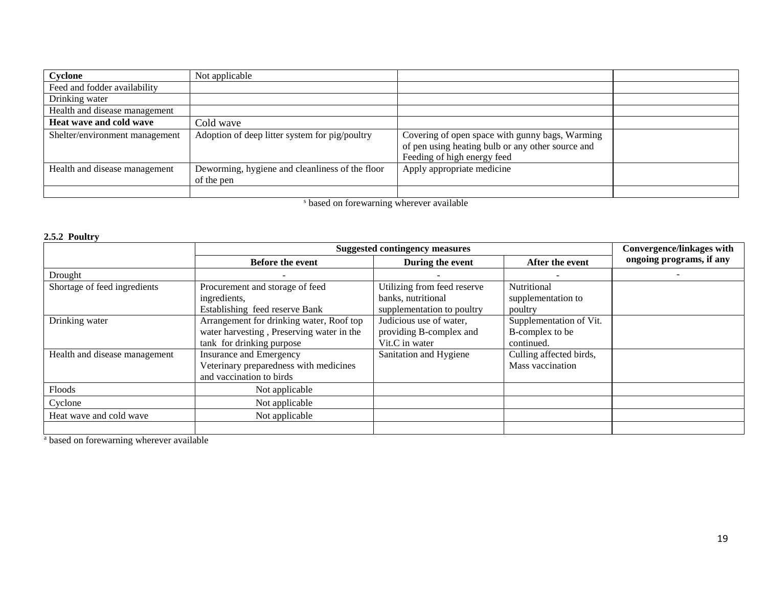| Cyclone | Not applicable | | |
|---|---|---|---|
| Feed and fodder availability | | | |
| Drinking water | | | |
| Health and disease management | | | |
| **Heat wave and cold wave** | Cold wave | | |
| Shelter/environment management | Adoption of deep litter system for pig/poultry | Covering of open space with gunny bags, Warming of pen using heating bulb or any other source and Feeding of high energy feed | |
| Health and disease management | Deworming, hygiene and cleanliness of the floor of the pen | Apply appropriate medicine | |
| | | | |

[s] based on forewarning wherever available

**2.5.2 Poultry**

| | Suggested contingency measures | | | Convergence/linkages with ongoing programs, if any |
|---|---|---|---|---|
| | **Before the event** | **During the event** | **After the event** | |
| Drought | - | - | - | - |
| Shortage of feed ingredients | Procurement and storage of feed ingredients, Establishing feed reserve Bank | Utilizing from feed reserve banks, nutritional supplementation to poultry | Nutritional supplementation to poultry | |
| Drinking water | Arrangement for drinking water, Roof top water harvesting , Preserving water in the tank for drinking purpose | Judicious use of water, providing B-complex and Vit.C in water | Supplementation of Vit. B-complex to be continued. | |
| Health and disease management | Insurance and Emergency Veterinary preparedness with medicines and vaccination to birds | Sanitation and Hygiene | Culling affected birds, Mass vaccination | |
| Floods | Not applicable | | | |
| Cyclone | Not applicable | | | |
| Heat wave and cold wave | Not applicable | | | |
| | | | | |

[a] based on forewarning wherever available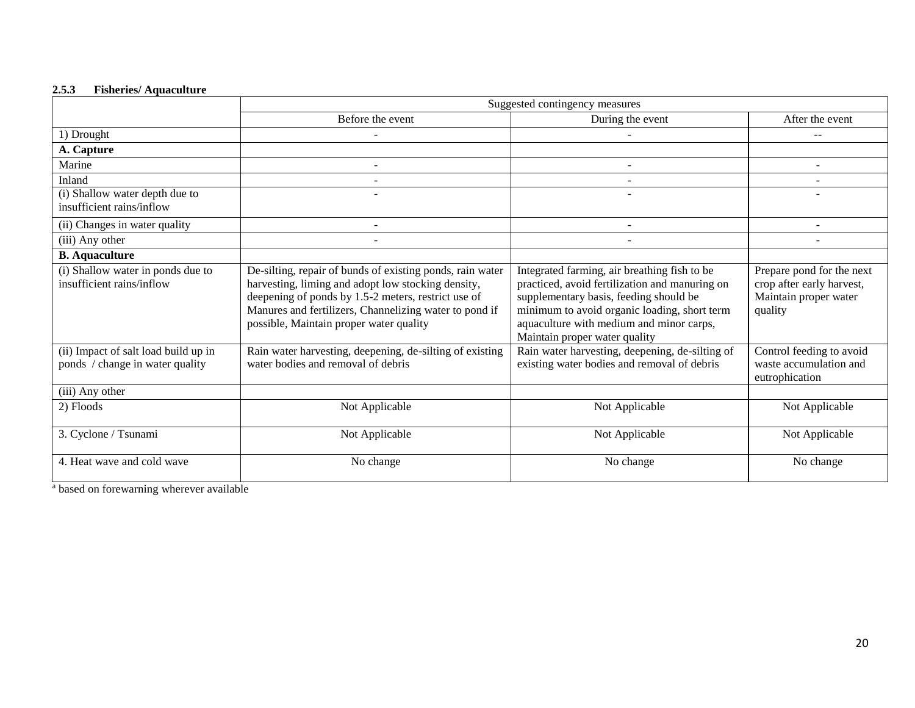### 2.5.3 Fisheries/ Aquaculture

| | Suggested contingency measures | | |
|---|---|---|---|
| | Before the event | During the event | After the event |
| 1) Drought | - | - | -- |
| **A. Capture** | | | |
| Marine | - | - | - |
| Inland | - | - | - |
| (i) Shallow water depth due to insufficient rains/inflow | - | - | - |
| (ii) Changes in water quality | - | - | - |
| (iii) Any other | - | - | - |
| **B. Aquaculture** | | | |
| (i) Shallow water in ponds due to insufficient rains/inflow | De-silting, repair of bunds of existing ponds, rain water harvesting, liming and adopt low stocking density, deepening of ponds by 1.5-2 meters, restrict use of Manures and fertilizers, Channelizing water to pond if possible, Maintain proper water quality | Integrated farming, air breathing fish to be practiced, avoid fertilization and manuring on supplementary basis, feeding should be minimum to avoid organic loading, short term aquaculture with medium and minor carps, Maintain proper water quality | Prepare pond for the next crop after early harvest, Maintain proper water quality |
| (ii) Impact of salt load build up in ponds / change in water quality | Rain water harvesting, deepening, de-silting of existing water bodies and removal of debris | Rain water harvesting, deepening, de-silting of existing water bodies and removal of debris | Control feeding to avoid waste accumulation and eutrophication |
| (iii) Any other | | | |
| 2) Floods | Not Applicable | Not Applicable | Not Applicable |
| 3. Cyclone / Tsunami | Not Applicable | Not Applicable | Not Applicable |
| 4. Heat wave and cold wave | No change | No change | No change |

[a] based on forewarning wherever available